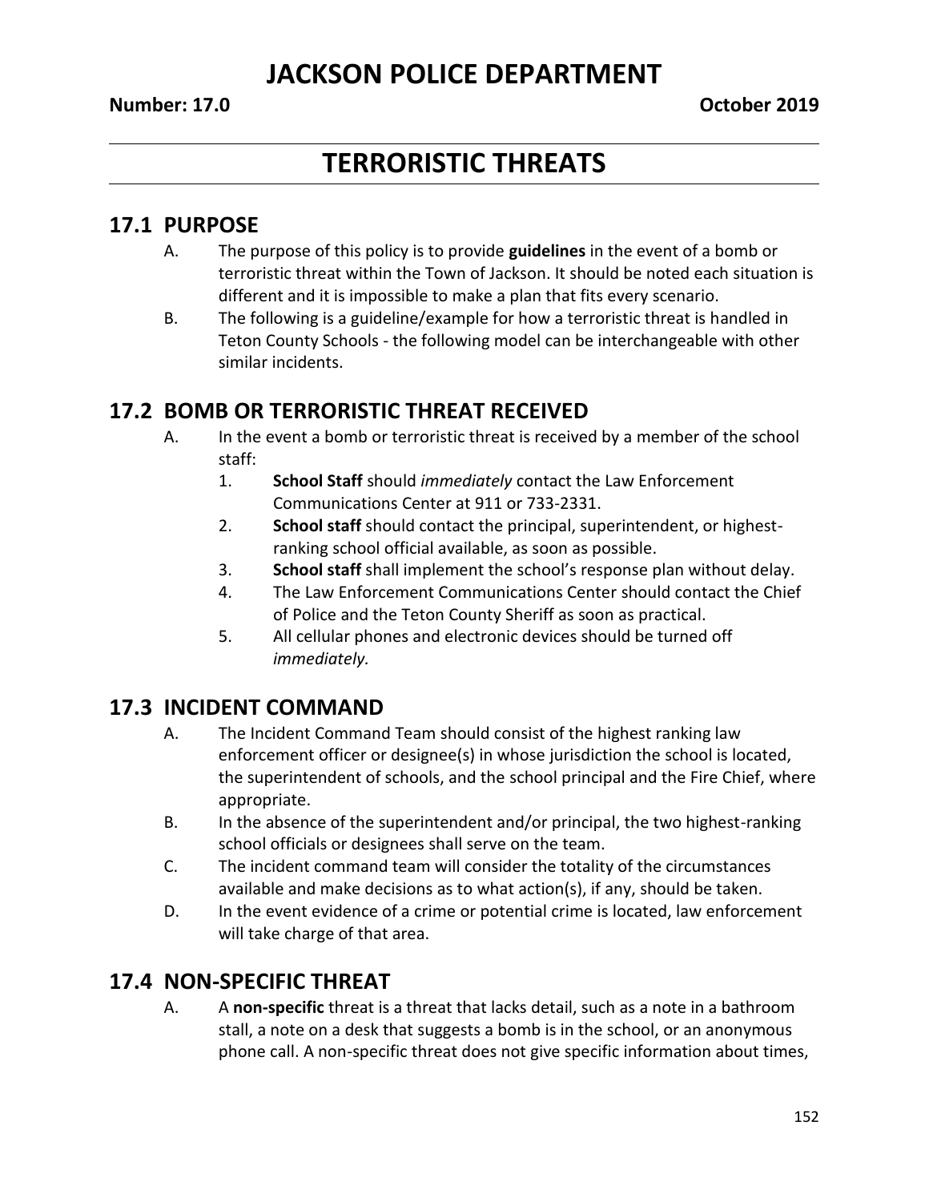# JACKSON POLICE DEPARTMENT

**Number: 17.0** **October 2019**

# TERRORISTIC THREATS

## 17.1 PURPOSE

A. The purpose of this policy is to provide **guidelines** in the event of a bomb or terroristic threat within the Town of Jackson. It should be noted each situation is different and it is impossible to make a plan that fits every scenario.

B. The following is a guideline/example for how a terroristic threat is handled in Teton County Schools - the following model can be interchangeable with other similar incidents.

## 17.2 BOMB OR TERRORISTIC THREAT RECEIVED

A. In the event a bomb or terroristic threat is received by a member of the school staff:

1. **School Staff** should *immediately* contact the Law Enforcement Communications Center at 911 or 733-2331.
2. **School staff** should contact the principal, superintendent, or highest-ranking school official available, as soon as possible.
3. **School staff** shall implement the school's response plan without delay.
4. The Law Enforcement Communications Center should contact the Chief of Police and the Teton County Sheriff as soon as practical.
5. All cellular phones and electronic devices should be turned off *immediately.*

## 17.3 INCIDENT COMMAND

A. The Incident Command Team should consist of the highest ranking law enforcement officer or designee(s) in whose jurisdiction the school is located, the superintendent of schools, and the school principal and the Fire Chief, where appropriate.

B. In the absence of the superintendent and/or principal, the two highest-ranking school officials or designees shall serve on the team.

C. The incident command team will consider the totality of the circumstances available and make decisions as to what action(s), if any, should be taken.

D. In the event evidence of a crime or potential crime is located, law enforcement will take charge of that area.

## 17.4 NON-SPECIFIC THREAT

A. A **non-specific** threat is a threat that lacks detail, such as a note in a bathroom stall, a note on a desk that suggests a bomb is in the school, or an anonymous phone call. A non-specific threat does not give specific information about times,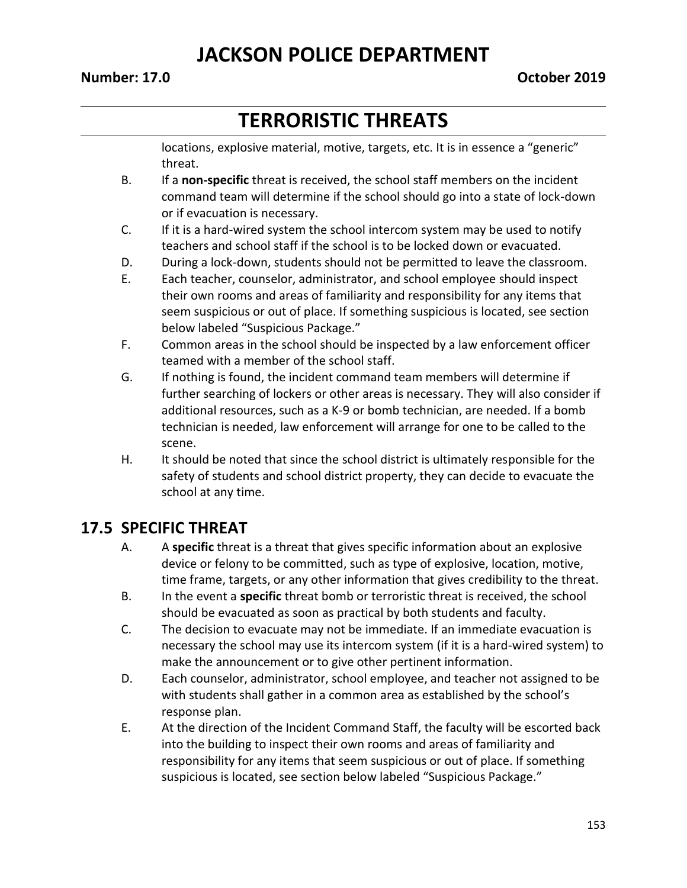locations, explosive material, motive, targets, etc. It is in essence a "generic" threat.

B. If a **non-specific** threat is received, the school staff members on the incident command team will determine if the school should go into a state of lock-down or if evacuation is necessary.

C. If it is a hard-wired system the school intercom system may be used to notify teachers and school staff if the school is to be locked down or evacuated.

D. During a lock-down, students should not be permitted to leave the classroom.

E. Each teacher, counselor, administrator, and school employee should inspect their own rooms and areas of familiarity and responsibility for any items that seem suspicious or out of place. If something suspicious is located, see section below labeled "Suspicious Package."

F. Common areas in the school should be inspected by a law enforcement officer teamed with a member of the school staff.

G. If nothing is found, the incident command team members will determine if further searching of lockers or other areas is necessary. They will also consider if additional resources, such as a K-9 or bomb technician, are needed. If a bomb technician is needed, law enforcement will arrange for one to be called to the scene.

H. It should be noted that since the school district is ultimately responsible for the safety of students and school district property, they can decide to evacuate the school at any time.

## 17.5 SPECIFIC THREAT

A. A **specific** threat is a threat that gives specific information about an explosive device or felony to be committed, such as type of explosive, location, motive, time frame, targets, or any other information that gives credibility to the threat.

B. In the event a **specific** threat bomb or terroristic threat is received, the school should be evacuated as soon as practical by both students and faculty.

C. The decision to evacuate may not be immediate. If an immediate evacuation is necessary the school may use its intercom system (if it is a hard-wired system) to make the announcement or to give other pertinent information.

D. Each counselor, administrator, school employee, and teacher not assigned to be with students shall gather in a common area as established by the school's response plan.

E. At the direction of the Incident Command Staff, the faculty will be escorted back into the building to inspect their own rooms and areas of familiarity and responsibility for any items that seem suspicious or out of place. If something suspicious is located, see section below labeled "Suspicious Package."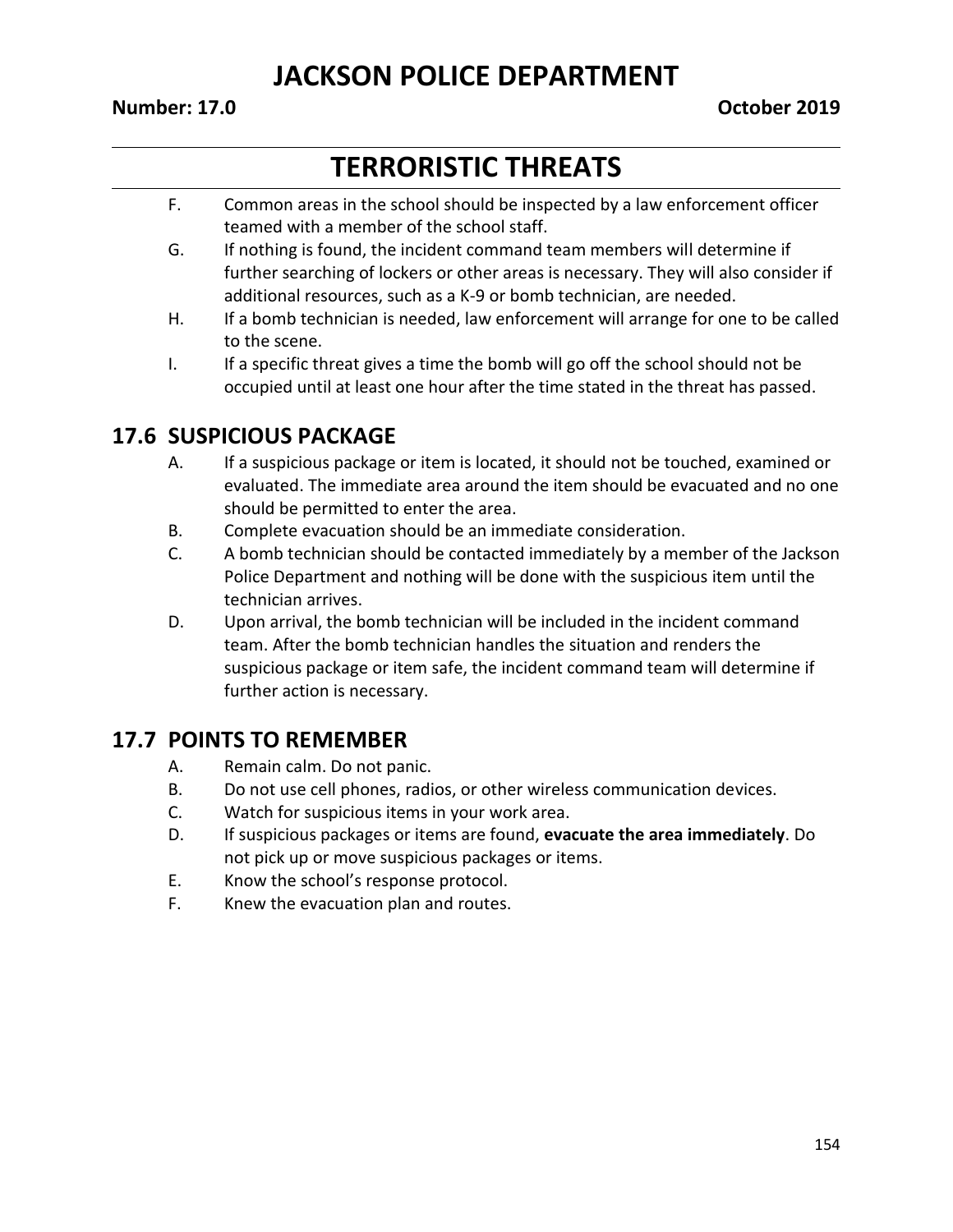F. Common areas in the school should be inspected by a law enforcement officer teamed with a member of the school staff.

G. If nothing is found, the incident command team members will determine if further searching of lockers or other areas is necessary. They will also consider if additional resources, such as a K-9 or bomb technician, are needed.

H. If a bomb technician is needed, law enforcement will arrange for one to be called to the scene.

I. If a specific threat gives a time the bomb will go off the school should not be occupied until at least one hour after the time stated in the threat has passed.

## 17.6 SUSPICIOUS PACKAGE

A. If a suspicious package or item is located, it should not be touched, examined or evaluated. The immediate area around the item should be evacuated and no one should be permitted to enter the area.

B. Complete evacuation should be an immediate consideration.

C. A bomb technician should be contacted immediately by a member of the Jackson Police Department and nothing will be done with the suspicious item until the technician arrives.

D. Upon arrival, the bomb technician will be included in the incident command team. After the bomb technician handles the situation and renders the suspicious package or item safe, the incident command team will determine if further action is necessary.

## 17.7 POINTS TO REMEMBER

A. Remain calm. Do not panic.

B. Do not use cell phones, radios, or other wireless communication devices.

C. Watch for suspicious items in your work area.

D. If suspicious packages or items are found, **evacuate the area immediately**. Do not pick up or move suspicious packages or items.

E. Know the school's response protocol.

F. Knew the evacuation plan and routes.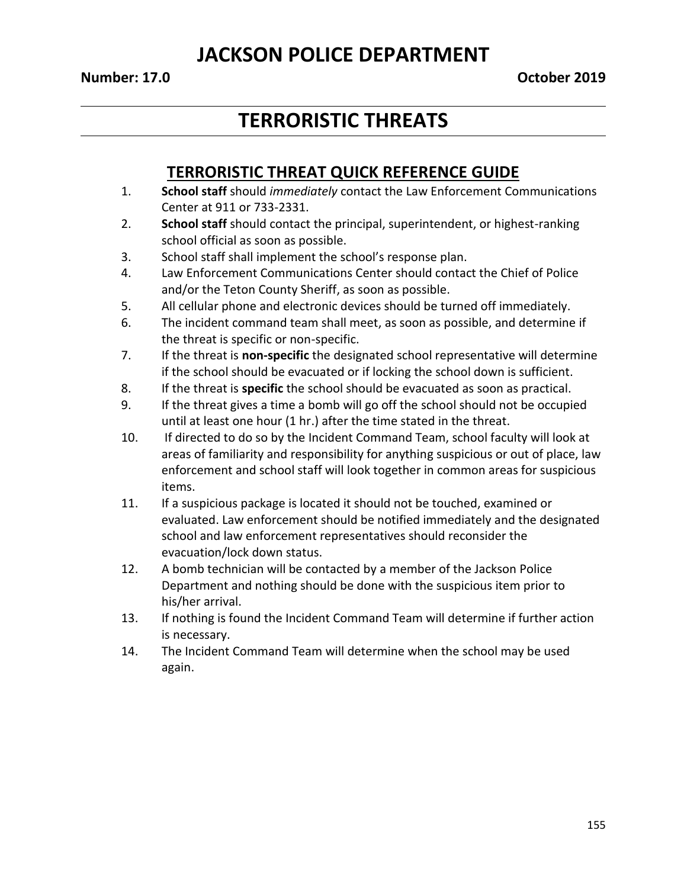# JACKSON POLICE DEPARTMENT

**Number: 17.0** **October 2019**

# TERRORISTIC THREATS

## TERRORISTIC THREAT QUICK REFERENCE GUIDE

1. **School staff** should *immediately* contact the Law Enforcement Communications Center at 911 or 733-2331.
2. **School staff** should contact the principal, superintendent, or highest-ranking school official as soon as possible.
3. School staff shall implement the school's response plan.
4. Law Enforcement Communications Center should contact the Chief of Police and/or the Teton County Sheriff, as soon as possible.
5. All cellular phone and electronic devices should be turned off immediately.
6. The incident command team shall meet, as soon as possible, and determine if the threat is specific or non-specific.
7. If the threat is **non-specific** the designated school representative will determine if the school should be evacuated or if locking the school down is sufficient.
8. If the threat is **specific** the school should be evacuated as soon as practical.
9. If the threat gives a time a bomb will go off the school should not be occupied until at least one hour (1 hr.) after the time stated in the threat.
10. If directed to do so by the Incident Command Team, school faculty will look at areas of familiarity and responsibility for anything suspicious or out of place, law enforcement and school staff will look together in common areas for suspicious items.
11. If a suspicious package is located it should not be touched, examined or evaluated. Law enforcement should be notified immediately and the designated school and law enforcement representatives should reconsider the evacuation/lock down status.
12. A bomb technician will be contacted by a member of the Jackson Police Department and nothing should be done with the suspicious item prior to his/her arrival.
13. If nothing is found the Incident Command Team will determine if further action is necessary.
14. The Incident Command Team will determine when the school may be used again.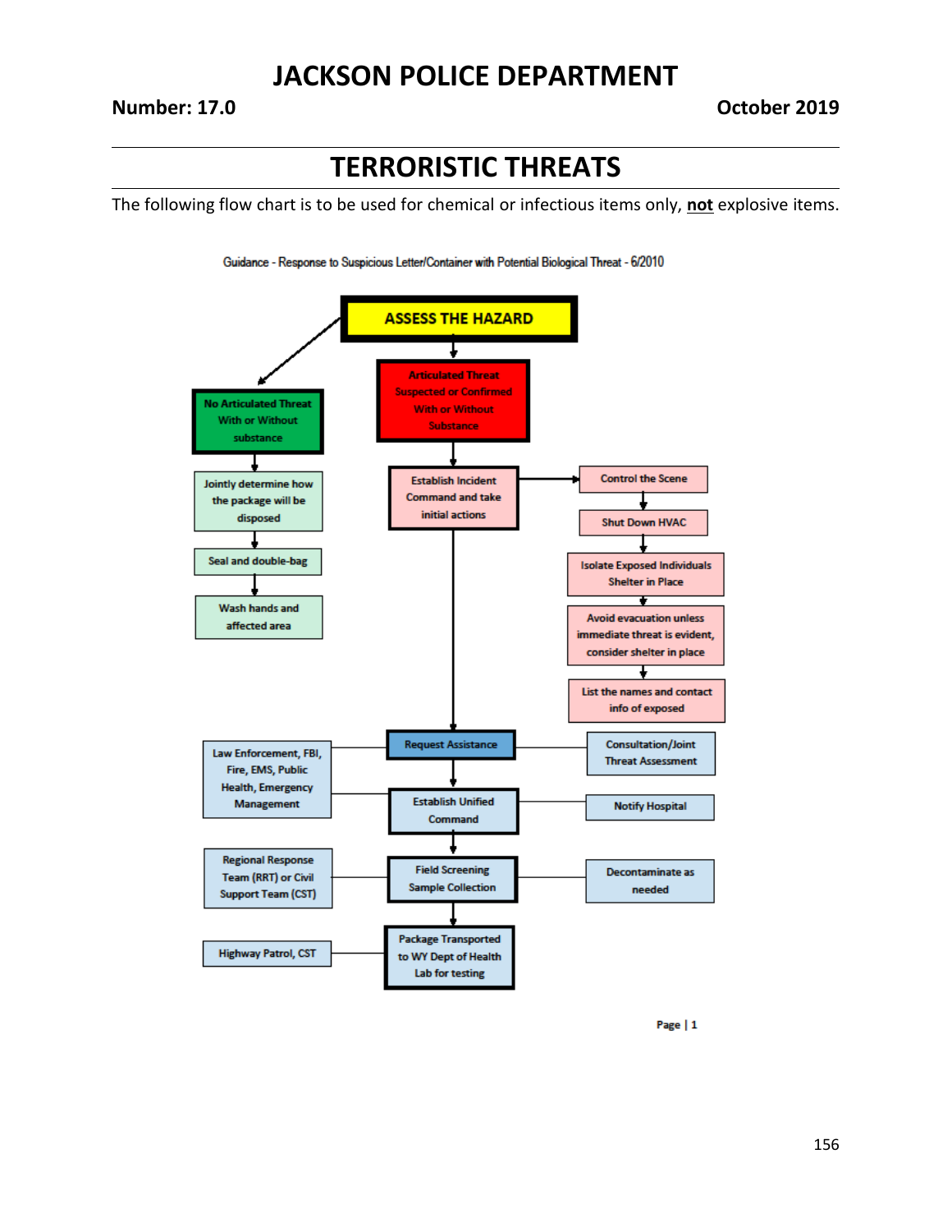# JACKSON POLICE DEPARTMENT

**Number: 17.0** **October 2019**

## TERRORISTIC THREATS

The following flow chart is to be used for chemical or infectious items only, **not** explosive items.

Guidance - Response to Suspicious Letter/Container with Potential Biological Threat - 6/2010

**ASSESS THE HAZARD**

- **No Articulated Threat With or Without substance**
  - Jointly determine how the package will be disposed
  - Seal and double-bag
  - Wash hands and affected area

- **Articulated Threat Suspected or Confirmed With or Without Substance**
  - Establish Incident Command and take initial actions
    - Control the Scene
    - Shut Down HVAC
    - Isolate Exposed Individuals Shelter in Place
    - Avoid evacuation unless immediate threat is evident, consider shelter in place
    - List the names and contact info of exposed
  - Request Assistance
    - Law Enforcement, FBI, Fire, EMS, Public Health, Emergency Management
    - Consultation/Joint Threat Assessment
  - Establish Unified Command
    - Law Enforcement, FBI, Fire, EMS, Public Health, Emergency Management
    - Notify Hospital
  - Field Screening Sample Collection
    - Regional Response Team (RRT) or Civil Support Team (CST)
    - Decontaminate as needed
  - Package Transported to WY Dept of Health Lab for testing
    - Highway Patrol, CST

Page | 1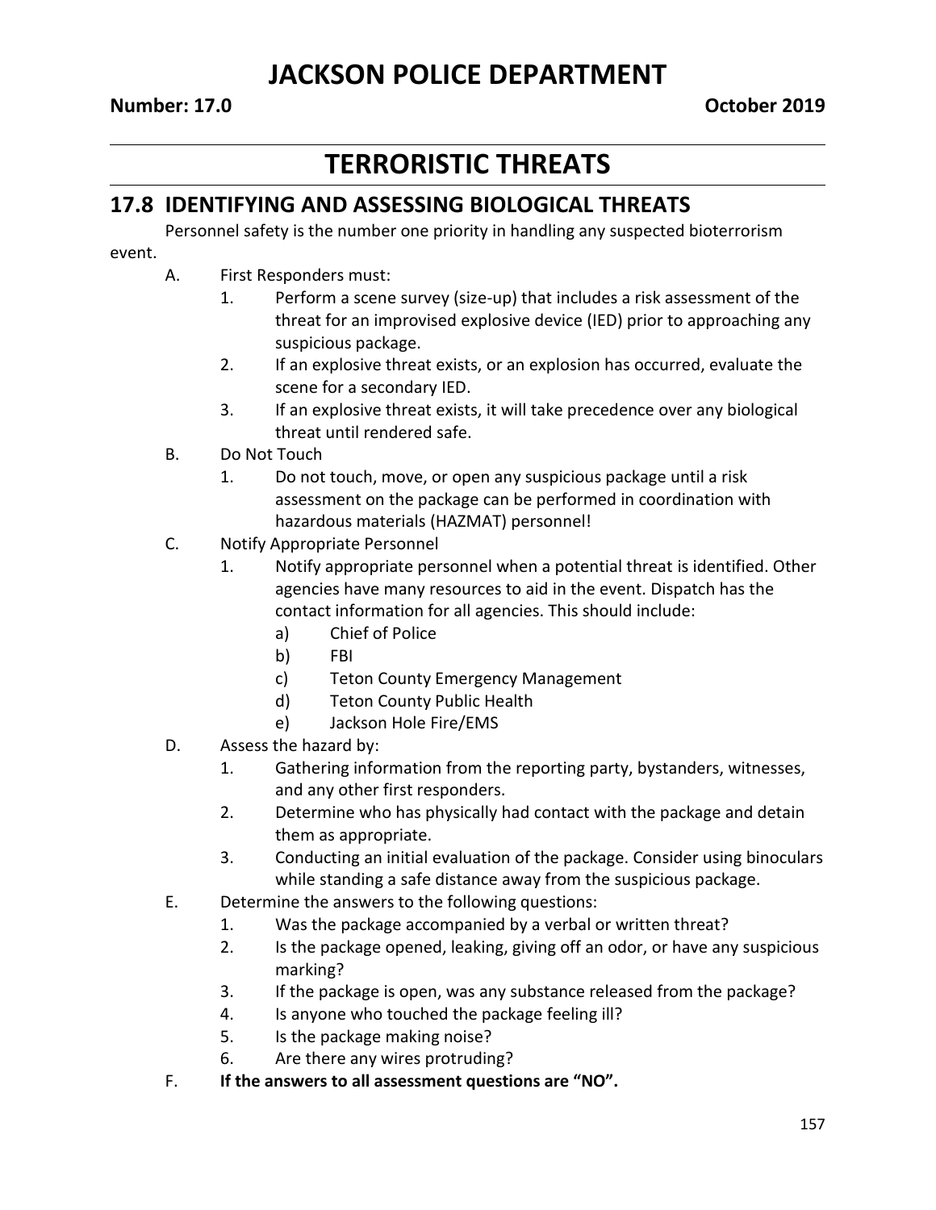# JACKSON POLICE DEPARTMENT

**Number: 17.0** **October 2019**

# TERRORISTIC THREATS

## 17.8 IDENTIFYING AND ASSESSING BIOLOGICAL THREATS

Personnel safety is the number one priority in handling any suspected bioterrorism event.

A. First Responders must:
   1. Perform a scene survey (size-up) that includes a risk assessment of the threat for an improvised explosive device (IED) prior to approaching any suspicious package.
   2. If an explosive threat exists, or an explosion has occurred, evaluate the scene for a secondary IED.
   3. If an explosive threat exists, it will take precedence over any biological threat until rendered safe.

B. Do Not Touch
   1. Do not touch, move, or open any suspicious package until a risk assessment on the package can be performed in coordination with hazardous materials (HAZMAT) personnel!

C. Notify Appropriate Personnel
   1. Notify appropriate personnel when a potential threat is identified. Other agencies have many resources to aid in the event. Dispatch has the contact information for all agencies. This should include:
      a) Chief of Police
      b) FBI
      c) Teton County Emergency Management
      d) Teton County Public Health
      e) Jackson Hole Fire/EMS

D. Assess the hazard by:
   1. Gathering information from the reporting party, bystanders, witnesses, and any other first responders.
   2. Determine who has physically had contact with the package and detain them as appropriate.
   3. Conducting an initial evaluation of the package. Consider using binoculars while standing a safe distance away from the suspicious package.

E. Determine the answers to the following questions:
   1. Was the package accompanied by a verbal or written threat?
   2. Is the package opened, leaking, giving off an odor, or have any suspicious marking?
   3. If the package is open, was any substance released from the package?
   4. Is anyone who touched the package feeling ill?
   5. Is the package making noise?
   6. Are there any wires protruding?

F. **If the answers to all assessment questions are "NO".**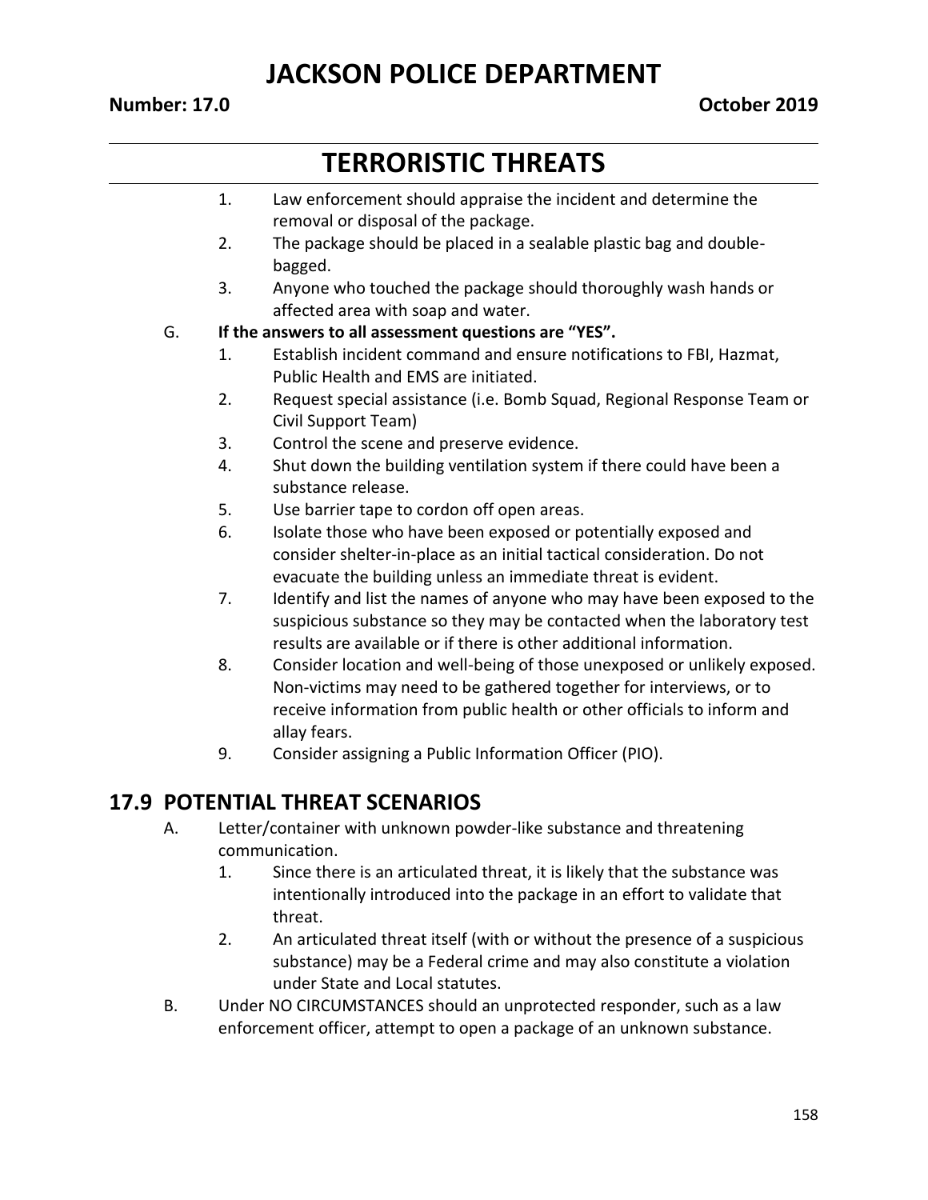1. Law enforcement should appraise the incident and determine the removal or disposal of the package.
2. The package should be placed in a sealable plastic bag and double-bagged.
3. Anyone who touched the package should thoroughly wash hands or affected area with soap and water.

G. **If the answers to all assessment questions are "YES".**

1. Establish incident command and ensure notifications to FBI, Hazmat, Public Health and EMS are initiated.
2. Request special assistance (i.e. Bomb Squad, Regional Response Team or Civil Support Team)
3. Control the scene and preserve evidence.
4. Shut down the building ventilation system if there could have been a substance release.
5. Use barrier tape to cordon off open areas.
6. Isolate those who have been exposed or potentially exposed and consider shelter-in-place as an initial tactical consideration. Do not evacuate the building unless an immediate threat is evident.
7. Identify and list the names of anyone who may have been exposed to the suspicious substance so they may be contacted when the laboratory test results are available or if there is other additional information.
8. Consider location and well-being of those unexposed or unlikely exposed. Non-victims may need to be gathered together for interviews, or to receive information from public health or other officials to inform and allay fears.
9. Consider assigning a Public Information Officer (PIO).

## 17.9 POTENTIAL THREAT SCENARIOS

A. Letter/container with unknown powder-like substance and threatening communication.

1. Since there is an articulated threat, it is likely that the substance was intentionally introduced into the package in an effort to validate that threat.
2. An articulated threat itself (with or without the presence of a suspicious substance) may be a Federal crime and may also constitute a violation under State and Local statutes.

B. Under NO CIRCUMSTANCES should an unprotected responder, such as a law enforcement officer, attempt to open a package of an unknown substance.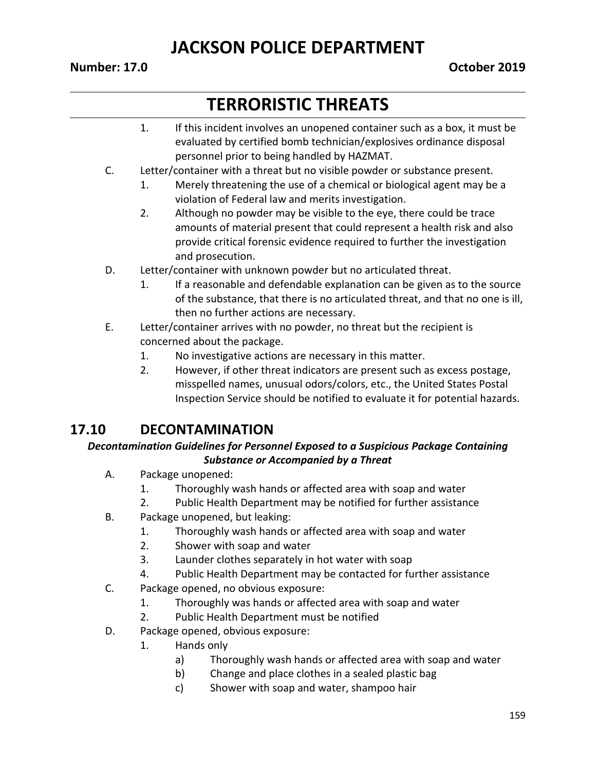1. If this incident involves an unopened container such as a box, it must be evaluated by certified bomb technician/explosives ordinance disposal personnel prior to being handled by HAZMAT.

C. Letter/container with a threat but no visible powder or substance present.
   1. Merely threatening the use of a chemical or biological agent may be a violation of Federal law and merits investigation.
   2. Although no powder may be visible to the eye, there could be trace amounts of material present that could represent a health risk and also provide critical forensic evidence required to further the investigation and prosecution.

D. Letter/container with unknown powder but no articulated threat.
   1. If a reasonable and defendable explanation can be given as to the source of the substance, that there is no articulated threat, and that no one is ill, then no further actions are necessary.

E. Letter/container arrives with no powder, no threat but the recipient is concerned about the package.
   1. No investigative actions are necessary in this matter.
   2. However, if other threat indicators are present such as excess postage, misspelled names, unusual odors/colors, etc., the United States Postal Inspection Service should be notified to evaluate it for potential hazards.

## 17.10 DECONTAMINATION

***Decontamination Guidelines for Personnel Exposed to a Suspicious Package Containing Substance or Accompanied by a Threat***

A. Package unopened:
   1. Thoroughly wash hands or affected area with soap and water
   2. Public Health Department may be notified for further assistance

B. Package unopened, but leaking:
   1. Thoroughly wash hands or affected area with soap and water
   2. Shower with soap and water
   3. Launder clothes separately in hot water with soap
   4. Public Health Department may be contacted for further assistance

C. Package opened, no obvious exposure:
   1. Thoroughly was hands or affected area with soap and water
   2. Public Health Department must be notified

D. Package opened, obvious exposure:
   1. Hands only
      a) Thoroughly wash hands or affected area with soap and water
      b) Change and place clothes in a sealed plastic bag
      c) Shower with soap and water, shampoo hair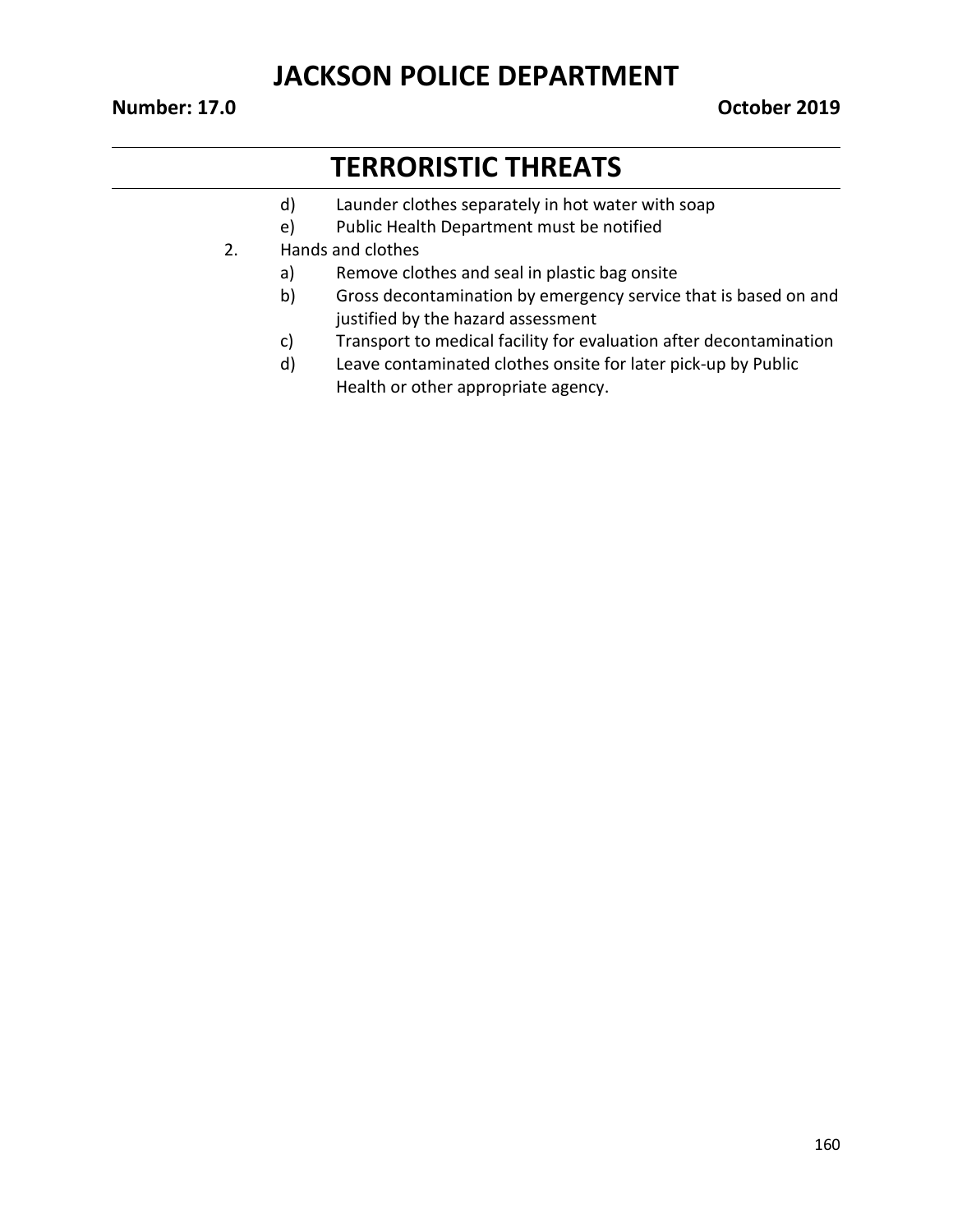d) Launder clothes separately in hot water with soap
e) Public Health Department must be notified

2. Hands and clothes
   a) Remove clothes and seal in plastic bag onsite
   b) Gross decontamination by emergency service that is based on and justified by the hazard assessment
   c) Transport to medical facility for evaluation after decontamination
   d) Leave contaminated clothes onsite for later pick-up by Public Health or other appropriate agency.